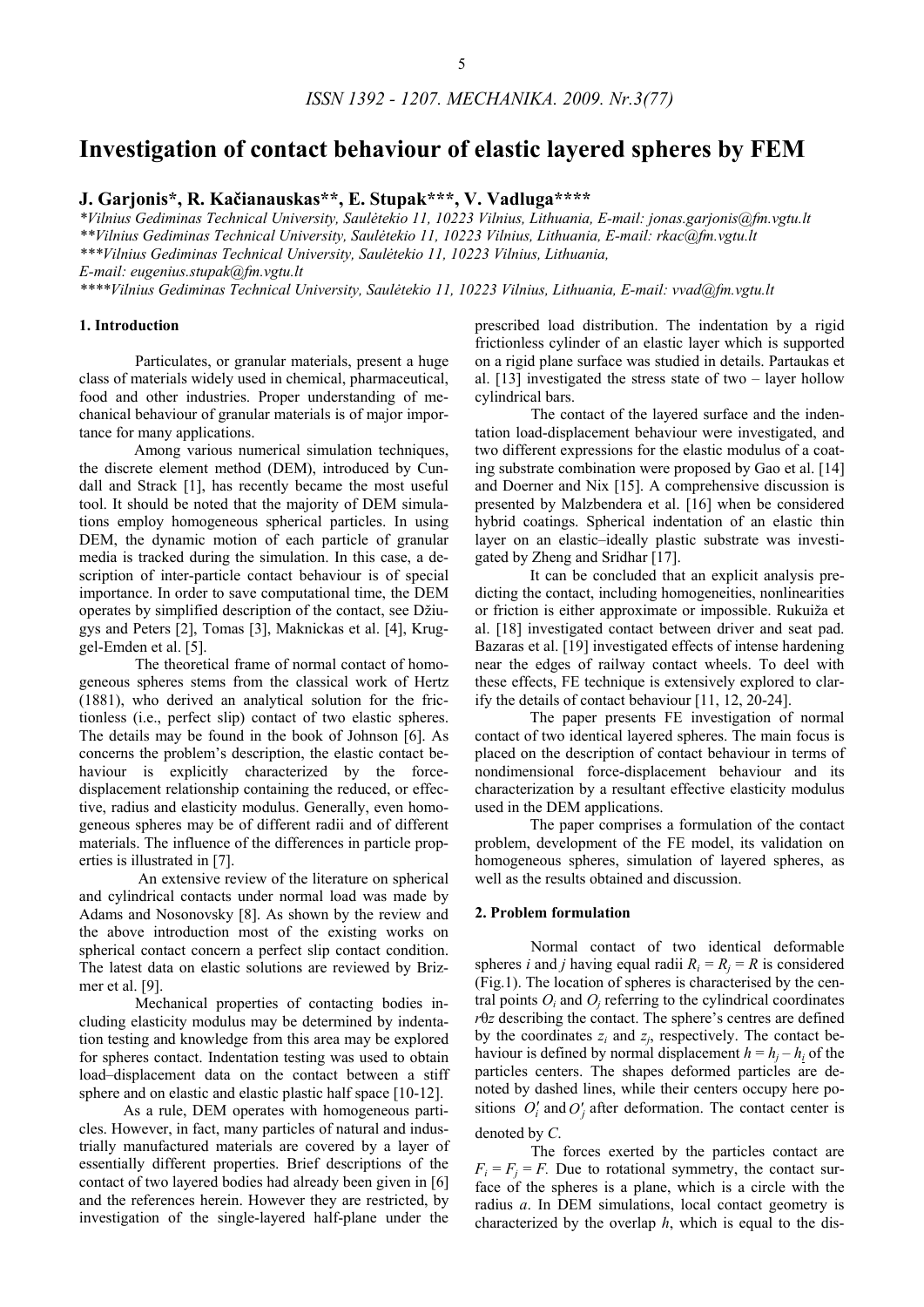# Investigation of contact behaviour of elastic layered spheres by FEM

**J. Garjonis\*, R. Kačianauskas\*\*, E. Stupak\*\*\*, V. Vadluga\*\*\*\***

*\*Vilnius Gediminas Technical University, Saulėtekio 11, 10223 Vilnius, Lithuania, E-mail: jonas.garjonis@fm.vgtu.lt*
*\*\*Vilnius Gediminas Technical University, Saulėtekio 11, 10223 Vilnius, Lithuania, E-mail: rkac@fm.vgtu.lt*
*\*\*\*Vilnius Gediminas Technical University, Saulėtekio 11, 10223 Vilnius, Lithuania, E-mail: eugenius.stupak@fm.vgtu.lt*
*\*\*\*\*Vilnius Gediminas Technical University, Saulėtekio 11, 10223 Vilnius, Lithuania, E-mail: vvad@fm.vgtu.lt*

## 1. Introduction

Particulates, or granular materials, present a huge class of materials widely used in chemical, pharmaceutical, food and other industries. Proper understanding of mechanical behaviour of granular materials is of major importance for many applications.

Among various numerical simulation techniques, the discrete element method (DEM), introduced by Cundall and Strack [1], has recently became the most useful tool. It should be noted that the majority of DEM simulations employ homogeneous spherical particles. In using DEM, the dynamic motion of each particle of granular media is tracked during the simulation. In this case, a description of inter-particle contact behaviour is of special importance. In order to save computational time, the DEM operates by simplified description of the contact, see Džiugys and Peters [2], Tomas [3], Maknickas et al. [4], Kruggel-Emden et al. [5].

The theoretical frame of normal contact of homogeneous spheres stems from the classical work of Hertz (1881), who derived an analytical solution for the frictionless (i.e., perfect slip) contact of two elastic spheres. The details may be found in the book of Johnson [6]. As concerns the problem's description, the elastic contact behaviour is explicitly characterized by the force-displacement relationship containing the reduced, or effective, radius and elasticity modulus. Generally, even homogeneous spheres may be of different radii and of different materials. The influence of the differences in particle properties is illustrated in [7].

An extensive review of the literature on spherical and cylindrical contacts under normal load was made by Adams and Nosonovsky [8]. As shown by the review and the above introduction most of the existing works on spherical contact concern a perfect slip contact condition. The latest data on elastic solutions are reviewed by Brizmer et al. [9].

Mechanical properties of contacting bodies including elasticity modulus may be determined by indentation testing and knowledge from this area may be explored for spheres contact. Indentation testing was used to obtain load–displacement data on the contact between a stiff sphere and on elastic and elastic plastic half space [10-12].

As a rule, DEM operates with homogeneous particles. However, in fact, many particles of natural and industrially manufactured materials are covered by a layer of essentially different properties. Brief descriptions of the contact of two layered bodies had already been given in [6] and the references herein. However they are restricted, by investigation of the single-layered half-plane under the prescribed load distribution. The indentation by a rigid frictionless cylinder of an elastic layer which is supported on a rigid plane surface was studied in details. Partaukas et al. [13] investigated the stress state of two – layer hollow cylindrical bars.

The contact of the layered surface and the indentation load-displacement behaviour were investigated, and two different expressions for the elastic modulus of a coating substrate combination were proposed by Gao et al. [14] and Doerner and Nix [15]. A comprehensive discussion is presented by Malzbendera et al. [16] when be considered hybrid coatings. Spherical indentation of an elastic thin layer on an elastic–ideally plastic substrate was investigated by Zheng and Sridhar [17].

It can be concluded that an explicit analysis predicting the contact, including homogeneities, nonlinearities or friction is either approximate or impossible. Rukuiža et al. [18] investigated contact between driver and seat pad. Bazaras et al. [19] investigated effects of intense hardening near the edges of railway contact wheels. To deel with these effects, FE technique is extensively explored to clarify the details of contact behaviour [11, 12, 20-24].

The paper presents FE investigation of normal contact of two identical layered spheres. The main focus is placed on the description of contact behaviour in terms of nondimensional force-displacement behaviour and its characterization by a resultant effective elasticity modulus used in the DEM applications.

The paper comprises a formulation of the contact problem, development of the FE model, its validation on homogeneous spheres, simulation of layered spheres, as well as the results obtained and discussion.

## 2. Problem formulation

Normal contact of two identical deformable spheres $i$ and $j$ having equal radii $R_i = R_j = R$ is considered (Fig.1). The location of spheres is characterised by the central points $O_i$ and $O_j$ referring to the cylindrical coordinates $r\theta z$ describing the contact. The sphere's centres are defined by the coordinates $z_i$ and $z_j$, respectively. The contact behaviour is defined by normal displacement $h = h_j - h_i$ of the particles centers. The shapes deformed particles are denoted by dashed lines, while their centers occupy here positions $O_i'$ and $O_j'$ after deformation. The contact center is denoted by $C$.

The forces exerted by the particles contact are $F_i = F_j = F$. Due to rotational symmetry, the contact surface of the spheres is a plane, which is a circle with the radius $a$. In DEM simulations, local contact geometry is characterized by the overlap $h$, which is equal to the dis-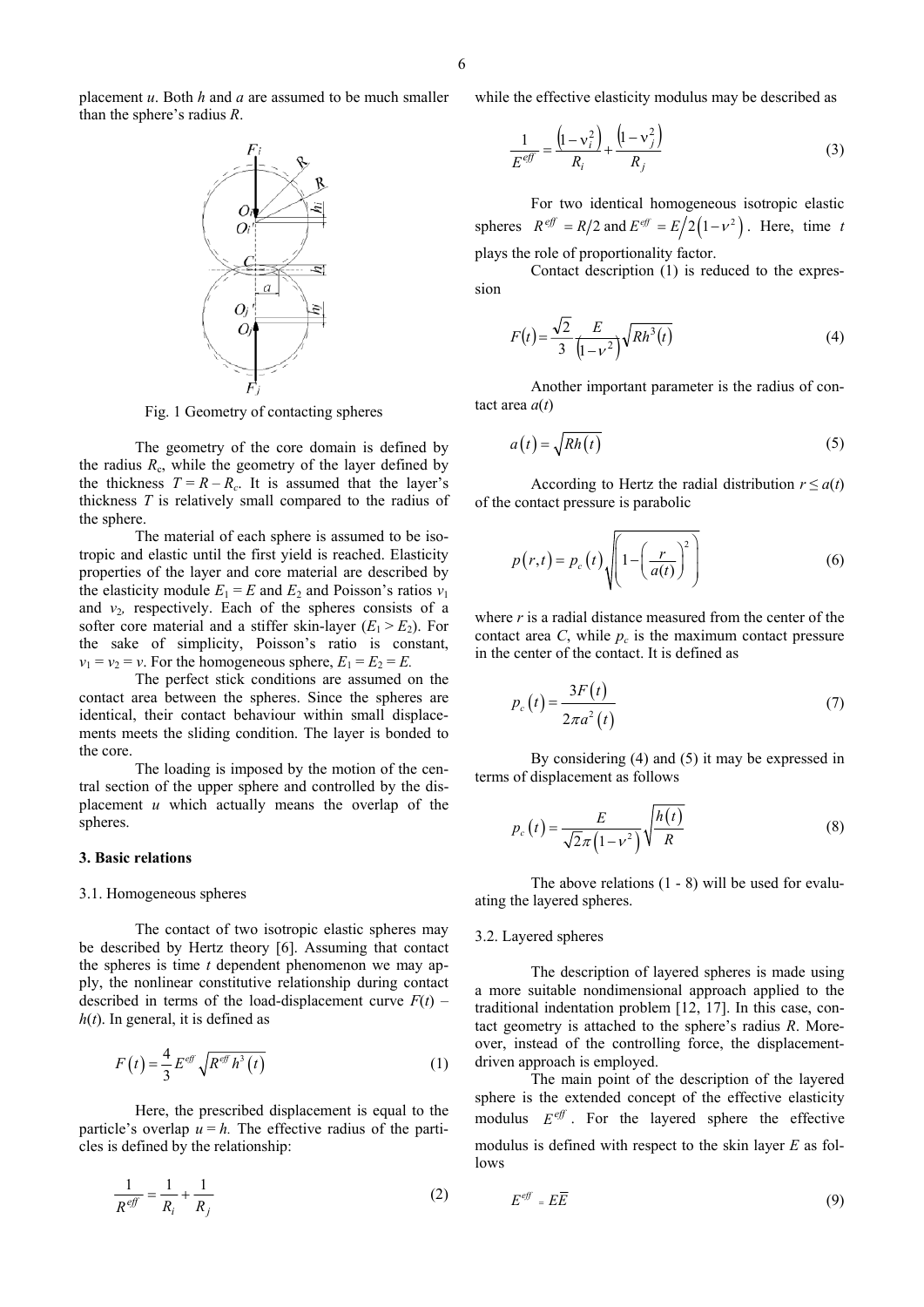placement $u$. Both $h$ and $a$ are assumed to be much smaller than the sphere's radius $R$.

Fig. 1 Geometry of contacting spheres

The geometry of the core domain is defined by the radius $R_c$, while the geometry of the layer defined by the thickness $T = R - R_c$. It is assumed that the layer's thickness $T$ is relatively small compared to the radius of the sphere.

The material of each sphere is assumed to be isotropic and elastic until the first yield is reached. Elasticity properties of the layer and core material are described by the elasticity module $E_1 = E$ and $E_2$ and Poisson's ratios $v_1$ and $v_2$, respectively. Each of the spheres consists of a softer core material and a stiffer skin-layer ($E_1 > E_2$). For the sake of simplicity, Poisson's ratio is constant, $v_1 = v_2 = v$. For the homogeneous sphere, $E_1 = E_2 = E$.

The perfect stick conditions are assumed on the contact area between the spheres. Since the spheres are identical, their contact behaviour within small displacements meets the sliding condition. The layer is bonded to the core.

The loading is imposed by the motion of the central section of the upper sphere and controlled by the displacement $u$ which actually means the overlap of the spheres.

### 3. Basic relations

#### 3.1. Homogeneous spheres

The contact of two isotropic elastic spheres may be described by Hertz theory [6]. Assuming that contact the spheres is time $t$ dependent phenomenon we may apply, the nonlinear constitutive relationship during contact described in terms of the load-displacement curve $F(t)$ – $h(t)$. In general, it is defined as

$$F(t) = \frac{4}{3} E^{eff} \sqrt{R^{eff} h^3(t)} \tag{1}$$

Here, the prescribed displacement is equal to the particle's overlap $u = h$. The effective radius of the particles is defined by the relationship:

$$\frac{1}{R^{eff}} = \frac{1}{R_i} + \frac{1}{R_j} \tag{2}$$

while the effective elasticity modulus may be described as

$$\frac{1}{E^{eff}} = \frac{\left(1 - \nu_i^2\right)}{R_i} + \frac{\left(1 - \nu_j^2\right)}{R_j} \tag{3}$$

For two identical homogeneous isotropic elastic spheres $R^{eff} = R/2$ and $E^{eff} = E/2\left(1-\nu^2\right)$. Here, time $t$ plays the role of proportionality factor.

Contact description (1) is reduced to the expression

$$F(t) = \frac{\sqrt{2}}{3} \frac{E}{\left(1-\nu^2\right)} \sqrt{R h^3(t)} \tag{4}$$

Another important parameter is the radius of contact area $a(t)$

$$a(t) = \sqrt{R h(t)} \tag{5}$$

According to Hertz the radial distribution $r \leq a(t)$ of the contact pressure is parabolic

$$p(r,t) = p_c(t) \sqrt{\left(1 - \left(\frac{r}{a(t)}\right)^2\right)} \tag{6}$$

where $r$ is a radial distance measured from the center of the contact area $C$, while $p_c$ is the maximum contact pressure in the center of the contact. It is defined as

$$p_c(t) = \frac{3F(t)}{2\pi a^2(t)} \tag{7}$$

By considering (4) and (5) it may be expressed in terms of displacement as follows

$$p_c(t) = \frac{E}{\sqrt{2}\pi\left(1-\nu^2\right)} \sqrt{\frac{h(t)}{R}} \tag{8}$$

The above relations (1 - 8) will be used for evaluating the layered spheres.

#### 3.2. Layered spheres

The description of layered spheres is made using a more suitable nondimensional approach applied to the traditional indentation problem [12, 17]. In this case, contact geometry is attached to the sphere's radius $R$. Moreover, instead of the controlling force, the displacement-driven approach is employed.

The main point of the description of the layered sphere is the extended concept of the effective elasticity modulus $E^{eff}$. For the layered sphere the effective modulus is defined with respect to the skin layer $E$ as follows

$$E^{eff} = E\overline{E} \tag{9}$$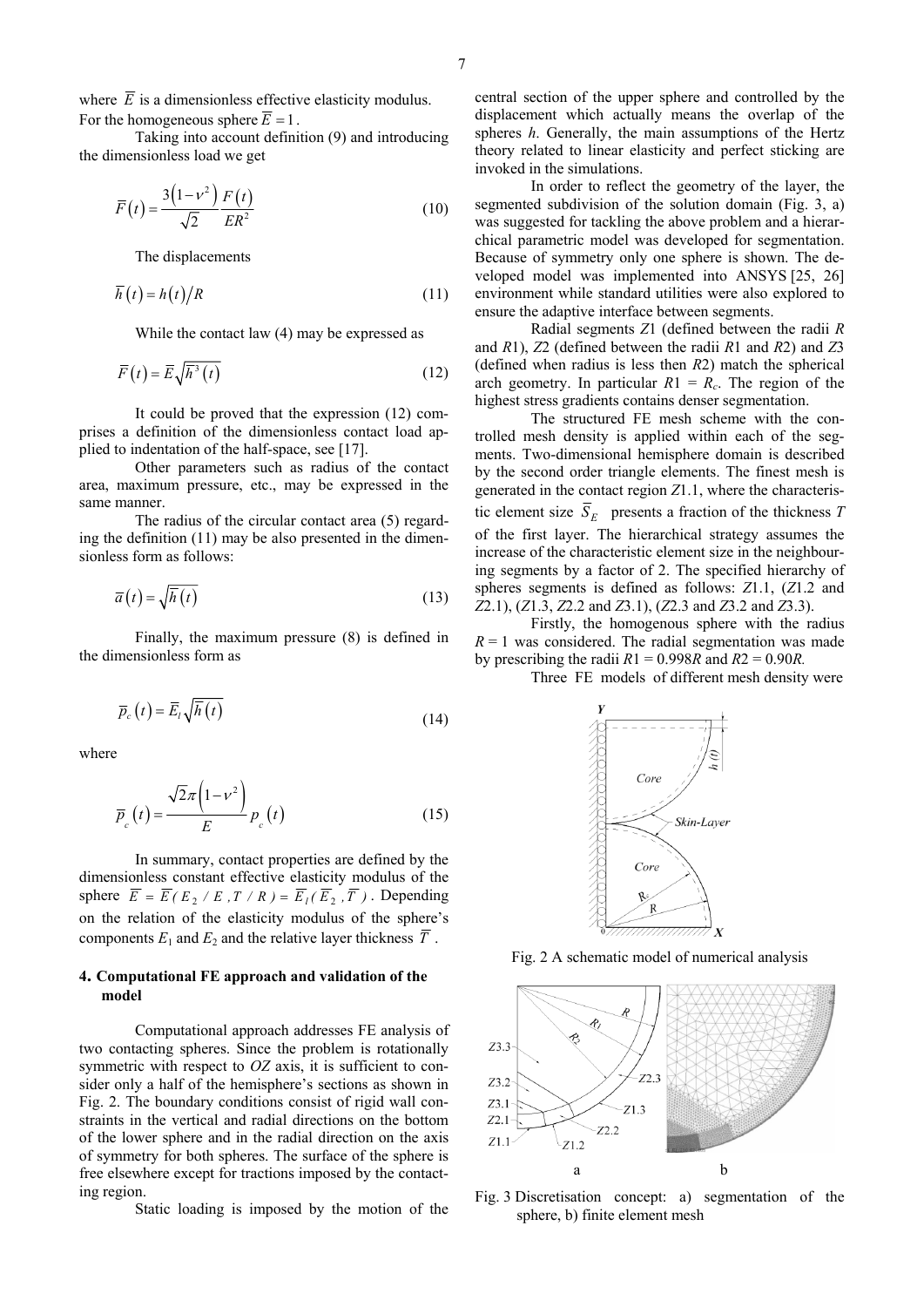where $\overline{E}$ is a dimensionless effective elasticity modulus. For the homogeneous sphere $\overline{E} = 1$.

Taking into account definition (9) and introducing the dimensionless load we get

$$\overline{F}(t) = \frac{3(1-\nu^2)}{\sqrt{2}} \frac{F(t)}{ER^2} \tag{10}$$

The displacements

$$\overline{h}(t) = h(t)/R \tag{11}$$

While the contact law (4) may be expressed as

$$\overline{F}(t) = \overline{E}\sqrt{\overline{h}^3(t)} \tag{12}$$

It could be proved that the expression (12) comprises a definition of the dimensionless contact load applied to indentation of the half-space, see [17].

Other parameters such as radius of the contact area, maximum pressure, etc., may be expressed in the same manner.

The radius of the circular contact area (5) regarding the definition (11) may be also presented in the dimensionless form as follows:

$$\overline{a}(t) = \sqrt{\overline{h}(t)} \tag{13}$$

Finally, the maximum pressure (8) is defined in the dimensionless form as

$$\overline{p}_c(t) = \overline{E}_l\sqrt{\overline{h}(t)} \tag{14}$$

where

$$\overline{p}_c(t) = \frac{\sqrt{2}\pi(1-\nu^2)}{E} p_c(t) \tag{15}$$

In summary, contact properties are defined by the dimensionless constant effective elasticity modulus of the sphere $\overline{E} = \overline{E}(E_2/E, T/R) = \overline{E}_l(\overline{E}_2, \overline{T})$. Depending on the relation of the elasticity modulus of the sphere's components $E_1$ and $E_2$ and the relative layer thickness $\overline{T}$.

## 4. Computational FE approach and validation of the model

Computational approach addresses FE analysis of two contacting spheres. Since the problem is rotationally symmetric with respect to *OZ* axis, it is sufficient to consider only a half of the hemisphere's sections as shown in Fig. 2. The boundary conditions consist of rigid wall constraints in the vertical and radial directions on the bottom of the lower sphere and in the radial direction on the axis of symmetry for both spheres. The surface of the sphere is free elsewhere except for tractions imposed by the contacting region.

Static loading is imposed by the motion of the central section of the upper sphere and controlled by the displacement which actually means the overlap of the spheres *h*. Generally, the main assumptions of the Hertz theory related to linear elasticity and perfect sticking are invoked in the simulations.

In order to reflect the geometry of the layer, the segmented subdivision of the solution domain (Fig. 3, a) was suggested for tackling the above problem and a hierarchical parametric model was developed for segmentation. Because of symmetry only one sphere is shown. The developed model was implemented into ANSYS [25, 26] environment while standard utilities were also explored to ensure the adaptive interface between segments.

Radial segments *Z*1 (defined between the radii *R* and *R*1), *Z*2 (defined between the radii *R*1 and *R*2) and *Z*3 (defined when radius is less then *R*2) match the spherical arch geometry. In particular $R1 = R_c$. The region of the highest stress gradients contains denser segmentation.

The structured FE mesh scheme with the controlled mesh density is applied within each of the segments. Two-dimensional hemisphere domain is described by the second order triangle elements. The finest mesh is generated in the contact region *Z*1.1, where the characteristic element size $\overline{S}_E$ presents a fraction of the thickness *T* of the first layer. The hierarchical strategy assumes the increase of the characteristic element size in the neighbouring segments by a factor of 2. The specified hierarchy of spheres segments is defined as follows: *Z*1.1, (*Z*1.2 and *Z*2.1), (*Z*1.3, *Z*2.2 and *Z*3.1), (*Z*2.3 and *Z*3.2 and *Z*3.3).

Firstly, the homogenous sphere with the radius *R* = 1 was considered. The radial segmentation was made by prescribing the radii *R*1 = 0.998*R* and *R*2 = 0.90*R*.

Three FE models of different mesh density were

Fig. 2 A schematic model of numerical analysis

Fig. 3 Discretisation concept: a) segmentation of the sphere, b) finite element mesh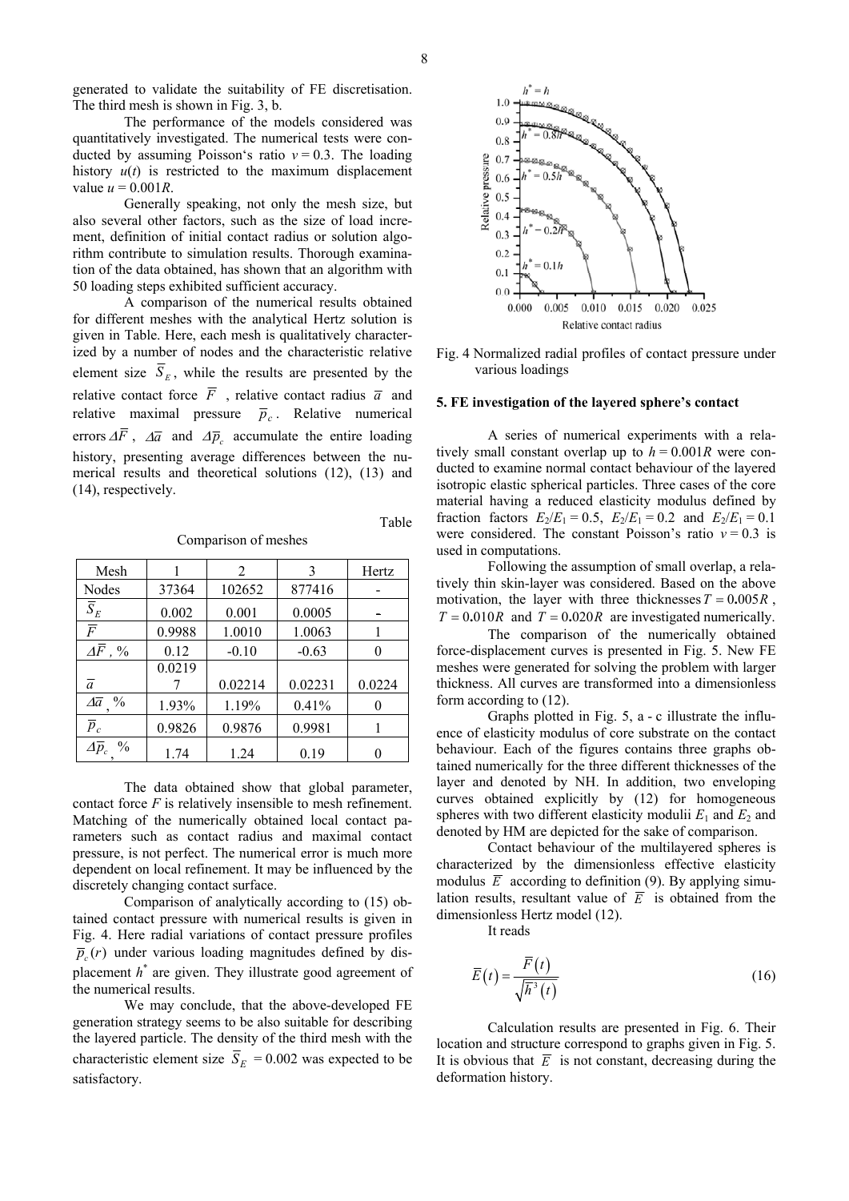generated to validate the suitability of FE discretisation. The third mesh is shown in Fig. 3, b.

The performance of the models considered was quantitatively investigated. The numerical tests were conducted by assuming Poisson's ratio $v = 0.3$. The loading history $u(t)$ is restricted to the maximum displacement value $u = 0.001R$.

Generally speaking, not only the mesh size, but also several other factors, such as the size of load increment, definition of initial contact radius or solution algorithm contribute to simulation results. Thorough examination of the data obtained, has shown that an algorithm with 50 loading steps exhibited sufficient accuracy.

A comparison of the numerical results obtained for different meshes with the analytical Hertz solution is given in Table. Here, each mesh is qualitatively characterized by a number of nodes and the characteristic relative element size $\overline{S}_E$, while the results are presented by the relative contact force $\overline{F}$, relative contact radius $\overline{a}$ and relative maximal pressure $\overline{p}_c$. Relative numerical errors $\Delta\overline{F}$, $\Delta\overline{a}$ and $\Delta\overline{p}_c$ accumulate the entire loading history, presenting average differences between the numerical results and theoretical solutions (12), (13) and (14), respectively.

Table

Comparison of meshes

| Mesh | 1 | 2 | 3 | Hertz |
|---|---|---|---|---|
| Nodes | 37364 | 102652 | 877416 | - |
| $\overline{S}_E$ | 0.002 | 0.001 | 0.0005 | - |
| $\overline{F}$ | 0.9988 | 1.0010 | 1.0063 | 1 |
| $\Delta\overline{F}$, % | 0.12 | -0.10 | -0.63 | 0 |
| $\overline{a}$ | 0.02197 | 0.02214 | 0.02231 | 0.0224 |
| $\Delta\overline{a}$, % | 1.93% | 1.19% | 0.41% | 0 |
| $\overline{p}_c$ | 0.9826 | 0.9876 | 0.9981 | 1 |
| $\Delta\overline{p}_c$, % | 1.74 | 1.24 | 0.19 | 0 |

The data obtained show that global parameter, contact force $F$ is relatively insensible to mesh refinement. Matching of the numerically obtained local contact parameters such as contact radius and maximal contact pressure, is not perfect. The numerical error is much more dependent on local refinement. It may be influenced by the discretely changing contact surface.

Comparison of analytically according to (15) obtained contact pressure with numerical results is given in Fig. 4. Here radial variations of contact pressure profiles $\overline{p}_c(r)$ under various loading magnitudes defined by displacement $h^*$ are given. They illustrate good agreement of the numerical results.

We may conclude, that the above-developed FE generation strategy seems to be also suitable for describing the layered particle. The density of the third mesh with the characteristic element size $\overline{S}_E = 0.002$ was expected to be satisfactory.

Fig. 4 Normalized radial profiles of contact pressure under various loadings

## 5. FE investigation of the layered sphere's contact

A series of numerical experiments with a relatively small constant overlap up to $h = 0.001R$ were conducted to examine normal contact behaviour of the layered isotropic elastic spherical particles. Three cases of the core material having a reduced elasticity modulus defined by fraction factors $E_2/E_1 = 0.5$, $E_2/E_1 = 0.2$ and $E_2/E_1 = 0.1$ were considered. The constant Poisson's ratio $v = 0.3$ is used in computations.

Following the assumption of small overlap, a relatively thin skin-layer was considered. Based on the above motivation, the layer with three thicknesses $T = 0.005R$, $T = 0.010R$ and $T = 0.020R$ are investigated numerically.

The comparison of the numerically obtained force-displacement curves is presented in Fig. 5. New FE meshes were generated for solving the problem with larger thickness. All curves are transformed into a dimensionless form according to (12).

Graphs plotted in Fig. 5, a - c illustrate the influence of elasticity modulus of core substrate on the contact behaviour. Each of the figures contains three graphs obtained numerically for the three different thicknesses of the layer and denoted by NH. In addition, two enveloping curves obtained explicitly by (12) for homogeneous spheres with two different elasticity modulii $E_1$ and $E_2$ and denoted by HM are depicted for the sake of comparison.

Contact behaviour of the multilayered spheres is characterized by the dimensionless effective elasticity modulus $\overline{E}$ according to definition (9). By applying simulation results, resultant value of $\overline{E}$ is obtained from the dimensionless Hertz model (12).

It reads

$$\overline{E}(t) = \frac{\overline{F}(t)}{\sqrt{\overline{h}^3(t)}} \tag{16}$$

Calculation results are presented in Fig. 6. Their location and structure correspond to graphs given in Fig. 5. It is obvious that $\overline{E}$ is not constant, decreasing during the deformation history.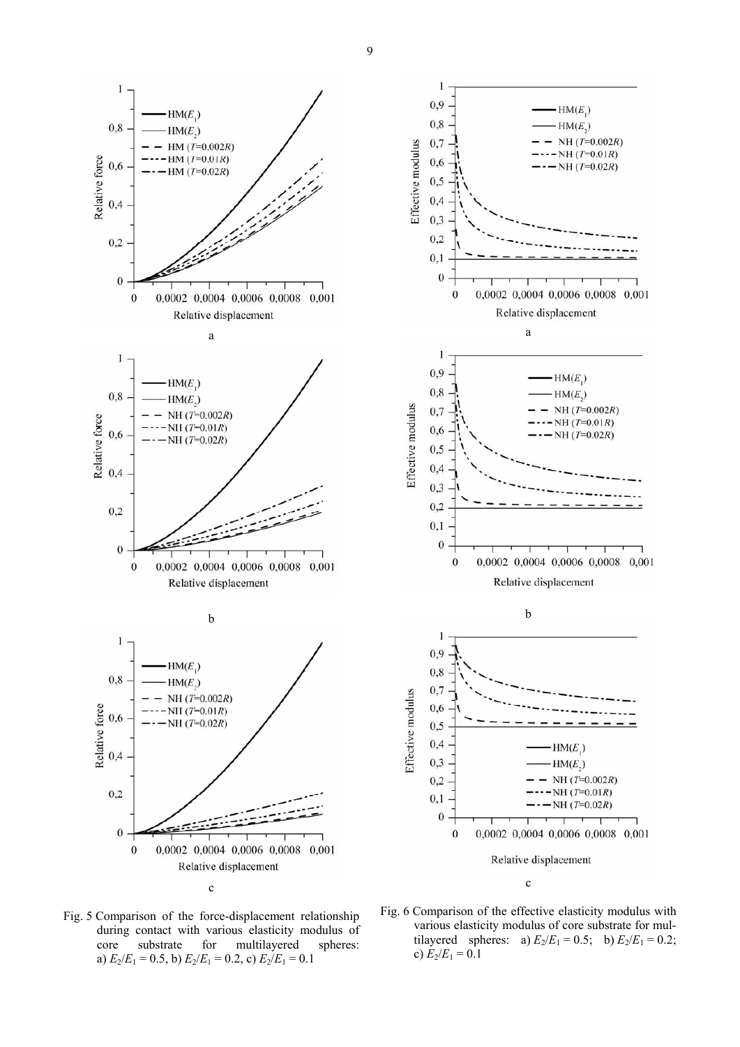Fig. 5 Comparison of the force-displacement relationship during contact with various elasticity modulus of core substrate for multilayered spheres: a) $E_2/E_1 = 0.5$, b) $E_2/E_1 = 0.2$, c) $E_2/E_1 = 0.1$

Fig. 6 Comparison of the effective elasticity modulus with various elasticity modulus of core substrate for multilayered spheres: a) $E_2/E_1 = 0.5$; b) $E_2/E_1 = 0.2$; c) $E_2/E_1 = 0.1$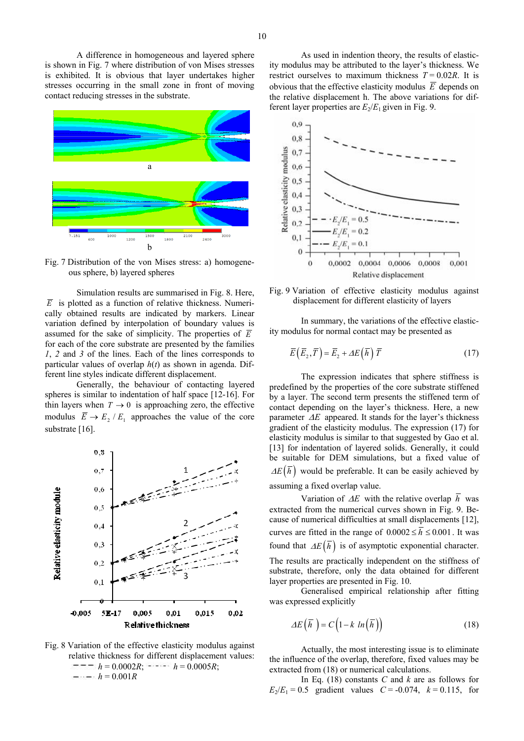A difference in homogeneous and layered sphere is shown in Fig. 7 where distribution of von Mises stresses is exhibited. It is obvious that layer undertakes higher stresses occurring in the small zone in front of moving contact reducing stresses in the substrate.

Fig. 7 Distribution of the von Mises stress: a) homogeneous sphere, b) layered spheres

Simulation results are summarised in Fig. 8. Here, $\overline{E}$ is plotted as a function of relative thickness. Numerically obtained results are indicated by markers. Linear variation defined by interpolation of boundary values is assumed for the sake of simplicity. The properties of $\overline{E}$ for each of the core substrate are presented by the families *1*, *2* and *3* of the lines. Each of the lines corresponds to particular values of overlap $h(t)$ as shown in agenda. Different line styles indicate different displacement.

Generally, the behaviour of contacting layered spheres is similar to indentation of half space [12-16]. For thin layers when $T \to 0$ is approaching zero, the effective modulus $\overline{E} \to E_2 / E_1$ approaches the value of the core substrate [16].

Fig. 8 Variation of the effective elasticity modulus against relative thickness for different displacement values: $h = 0.0002R$; $h = 0.0005R$; $h = 0.001R$

As used in indention theory, the results of elasticity modulus may be attributed to the layer's thickness. We restrict ourselves to maximum thickness $T = 0.02R$. It is obvious that the effective elasticity modulus $\overline{E}$ depends on the relative displacement h. The above variations for different layer properties are $E_2/E_1$ given in Fig. 9.

Fig. 9 Variation of effective elasticity modulus against displacement for different elasticity of layers

In summary, the variations of the effective elasticity modulus for normal contact may be presented as

$$\overline{E}\left(\overline{E}_2, \overline{T}\right) = \overline{E}_2 + \Delta E\left(\overline{h}\right)\overline{T} \tag{17}$$

The expression indicates that sphere stiffness is predefined by the properties of the core substrate stiffened by a layer. The second term presents the stiffened term of contact depending on the layer's thickness. Here, a new parameter $\Delta E$ appeared. It stands for the layer's thickness gradient of the elasticity modulus. The expression (17) for elasticity modulus is similar to that suggested by Gao et al. [13] for indentation of layered solids. Generally, it could be suitable for DEM simulations, but a fixed value of $\Delta E\left(\overline{h}\right)$ would be preferable. It can be easily achieved by assuming a fixed overlap value.

Variation of $\Delta E$ with the relative overlap $\overline{h}$ was extracted from the numerical curves shown in Fig. 9. Because of numerical difficulties at small displacements [12], curves are fitted in the range of $0.0002 \le \overline{h} \le 0.001$. It was found that $\Delta E\left(\overline{h}\right)$ is of asymptotic exponential character. The results are practically independent on the stiffness of substrate, therefore, only the data obtained for different layer properties are presented in Fig. 10.

Generalised empirical relationship after fitting was expressed explicitly

$$\Delta E\left(\overline{h}\right) = C\left(1 - k\ ln\left(\overline{h}\right)\right) \tag{18}$$

Actually, the most interesting issue is to eliminate the influence of the overlap, therefore, fixed values may be extracted from (18) or numerical calculations.

In Eq. (18) constants $C$ and $k$ are as follows for $E_2/E_1 = 0.5$ gradient values $C = -0.074$, $k = 0.115$, for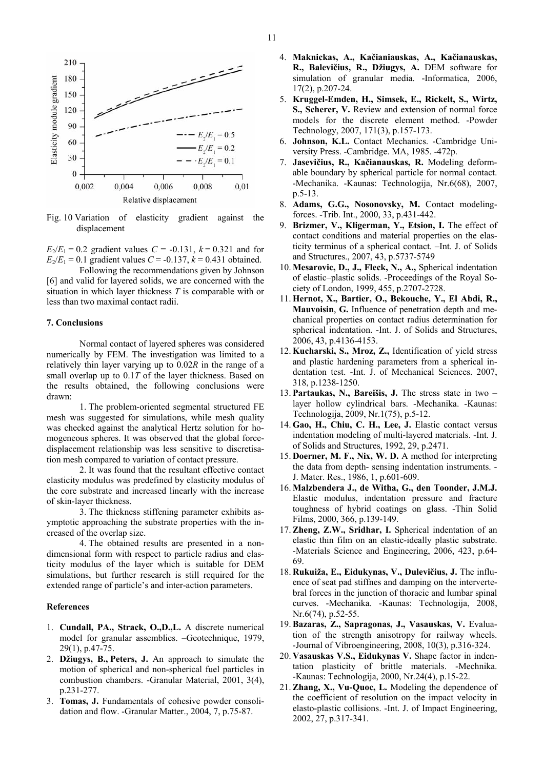Fig. 10 Variation of elasticity gradient against the displacement

$E_2/E_1 = 0.2$ gradient values $C$ = -0.131, $k$ = 0.321 and for $E_2/E_1 = 0.1$ gradient values $C$ = -0.137, $k$ = 0.431 obtained.

Following the recommendations given by Johnson [6] and valid for layered solids, we are concerned with the situation in which layer thickness $T$ is comparable with or less than two maximal contact radii.

## 7. Conclusions

Normal contact of layered spheres was considered numerically by FEM. The investigation was limited to a relatively thin layer varying up to $0.02R$ in the range of a small overlap up to $0.1T$ of the layer thickness. Based on the results obtained, the following conclusions were drawn:

1. The problem-oriented segmental structured FE mesh was suggested for simulations, while mesh quality was checked against the analytical Hertz solution for homogeneous spheres. It was observed that the global force-displacement relationship was less sensitive to discretisation mesh compared to variation of contact pressure.

2. It was found that the resultant effective contact elasticity modulus was predefined by elasticity modulus of the core substrate and increased linearly with the increase of skin-layer thickness.

3. The thickness stiffening parameter exhibits asymptotic approaching the substrate properties with the increased of the overlap size.

4. The obtained results are presented in a non-dimensional form with respect to particle radius and elasticity modulus of the layer which is suitable for DEM simulations, but further research is still required for the extended range of particle's and inter-action parameters.

## References

1. **Cundall, PA., Strack, O.,D.,L.** A discrete numerical model for granular assemblies. –Geotechnique, 1979, 29(1), p.47-75.
2. **Džiugys, B., Peters, J.** An approach to simulate the motion of spherical and non-spherical fuel particles in combustion chambers. -Granular Material, 2001, 3(4), p.231-277.
3. **Tomas, J.** Fundamentals of cohesive powder consolidation and flow. -Granular Matter., 2004, 7, p.75-87.
4. **Maknickas, A., Kačianiauskas, A., Kačianauskas, R., Balevičius, R., Džiugys, A.** DEM software for simulation of granular media. -Informatica, 2006, 17(2), p.207-24.
5. **Kruggel-Emden, H., Simsek, E., Rickelt, S., Wirtz, S., Scherer, V.** Review and extension of normal force models for the discrete element method. -Powder Technology, 2007, 171(3), p.157-173.
6. **Johnson, K.L.** Contact Mechanics. -Cambridge University Press. -Cambridge. MA, 1985. -472p.
7. **Jasevičius, R., Kačianauskas, R.** Modeling deformable boundary by spherical particle for normal contact. -Mechanika. -Kaunas: Technologija, Nr.6(68), 2007, p.5-13.
8. **Adams, G.G., Nosonovsky, M.** Contact modeling-forces. -Trib. Int., 2000, 33, p.431-442.
9. **Brizmer, V., Kligerman, Y., Etsion, I.** The effect of contact conditions and material properties on the elasticity terminus of a spherical contact. –Int. J. of Solids and Structures., 2007, 43, p.5737-5749
10. **Mesarovic, D., J., Fleck, N., A.,** Spherical indentation of elastic–plastic solids. -Proceedings of the Royal Society of London, 1999, 455, p.2707-2728.
11. **Hernot, X., Bartier, O., Bekouche, Y., El Abdi, R., Mauvoisin, G.** Influence of penetration depth and mechanical properties on contact radius determination for spherical indentation. -Int. J. of Solids and Structures, 2006, 43, p.4136-4153.
12. **Kucharski, S., Mroz, Z.,** Identification of yield stress and plastic hardening parameters from a spherical indentation test. -Int. J. of Mechanical Sciences. 2007, 318, p.1238-1250.
13. **Partaukas, N., Bareišis, J.** The stress state in two – layer hollow cylindrical bars. -Mechanika. -Kaunas: Technologija, 2009, Nr.1(75), p.5-12.
14. **Gao, H., Chiu, C. H., Lee, J.** Elastic contact versus indentation modeling of multi-layered materials. -Int. J. of Solids and Structures, 1992, 29, p.2471.
15. **Doerner, M. F., Nix, W. D.** A method for interpreting the data from depth- sensing indentation instruments. -J. Mater. Res., 1986, 1, p.601-609.
16. **Malzbendera J., de Witha, G., den Toonder, J.M.J.** Elastic modulus, indentation pressure and fracture toughness of hybrid coatings on glass. -Thin Solid Films, 2000, 366, p.139-149.
17. **Zheng, Z.W., Sridhar, I.** Spherical indentation of an elastic thin film on an elastic-ideally plastic substrate. -Materials Science and Engineering, 2006, 423, p.64-69.
18. **Rukiuža, E., Eidukynas, V., Dulevičius, J.** The influence of seat pad stiffnes and damping on the intervertebral forces in the junction of thoracic and lumbar spinal curves. -Mechanika. -Kaunas: Technologija, 2008, Nr.6(74), p.52-55.
19. **Bazaras, Z., Sapragonas, J., Vasauskas, V.** Evaluation of the strength anisotropy for railway wheels. -Journal of Vibroengineering, 2008, 10(3), p.316-324.
20. **Vasauskas V.S., Eidukynas V.** Shape factor in indentation plasticity of brittle materials. -Mechnika. -Kaunas: Technologija, 2000, Nr.24(4), p.15-22.
21. **Zhang, X., Vu-Quoc, L.** Modeling the dependence of the coefficient of resolution on the impact velocity in elasto-plastic collisions. -Int. J. of Impact Engineering, 2002, 27, p.317-341.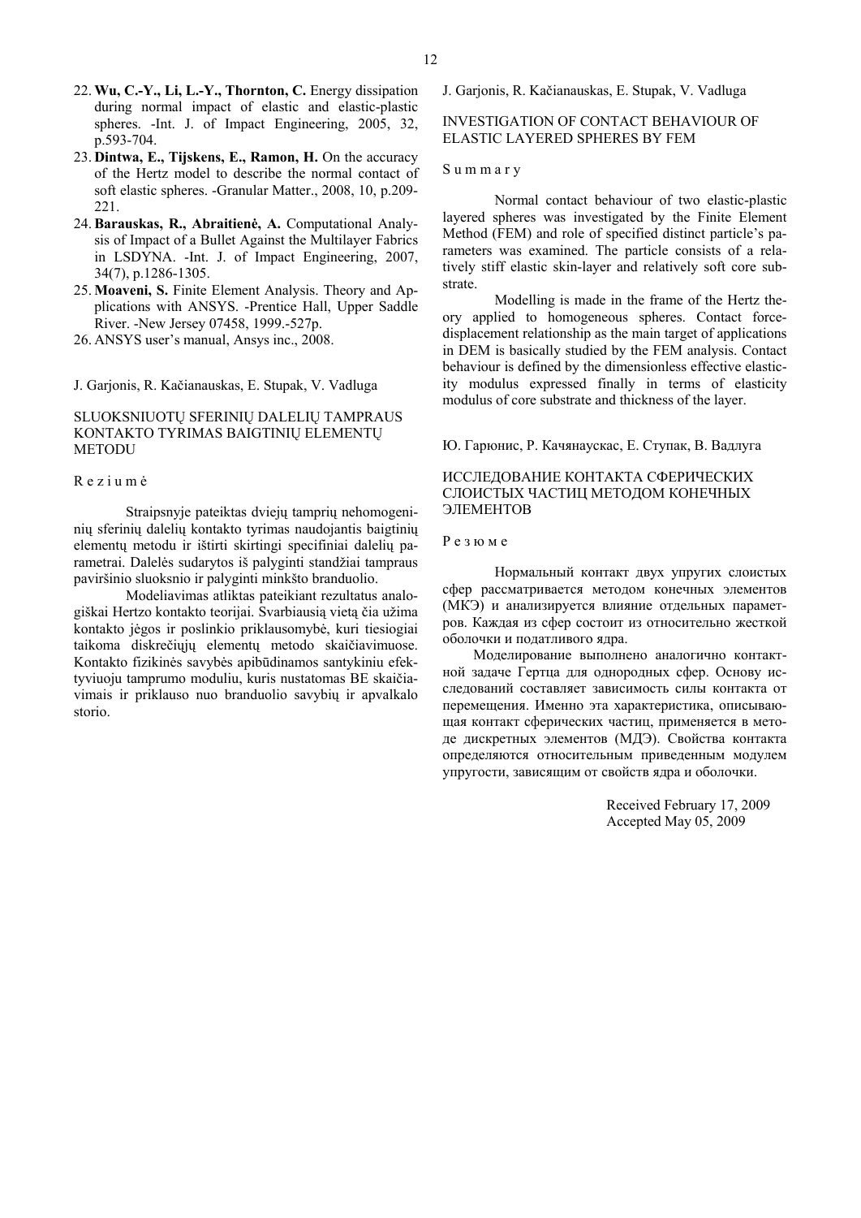22. **Wu, C.-Y., Li, L.-Y., Thornton, C.** Energy dissipation during normal impact of elastic and elastic-plastic spheres. -Int. J. of Impact Engineering, 2005, 32, p.593-704.
23. **Dintwa, E., Tijskens, E., Ramon, H.** On the accuracy of the Hertz model to describe the normal contact of soft elastic spheres. -Granular Matter., 2008, 10, p.209-221.
24. **Barauskas, R., Abraitienė, A.** Computational Analysis of Impact of a Bullet Against the Multilayer Fabrics in LSDYNA. -Int. J. of Impact Engineering, 2007, 34(7), p.1286-1305.
25. **Moaveni, S.** Finite Element Analysis. Theory and Applications with ANSYS. -Prentice Hall, Upper Saddle River. -New Jersey 07458, 1999.-527p.
26. ANSYS user's manual, Ansys inc., 2008.

J. Garjonis, R. Kačianauskas, E. Stupak, V. Vadluga

## SLUOKSNIUOTŲ SFERINIŲ DALELIŲ TAMPRAUS KONTAKTO TYRIMAS BAIGTINIŲ ELEMENTŲ METODU

R e z i u m ė

Straipsnyje pateiktas dviejų tamprių nehomogeninių sferinių dalelių kontakto tyrimas naudojantis baigtinių elementų metodu ir ištirti skirtingi specifiniai dalelių parametrai. Dalelės sudarytos iš palyginti standžiai tampraus paviršinio sluoksnio ir palyginti minkšto branduolio.

Modeliavimas atliktas pateikiant rezultatus analogiškai Hertzo kontakto teorijai. Svarbiausią vietą čia užima kontakto jėgos ir poslinkio priklausomybė, kuri tiesiogiai taikoma diskrečiųjų elementų metodo skaičiavimuose. Kontakto fizikinės savybės apibūdinamos santykiniu efektyviuoju tamprumo moduliu, kuris nustatomas BE skaičiavimais ir priklauso nuo branduolio savybių ir apvalkalo storio.

J. Garjonis, R. Kačianauskas, E. Stupak, V. Vadluga

## INVESTIGATION OF CONTACT BEHAVIOUR OF ELASTIC LAYERED SPHERES BY FEM

S u m m a r y

Normal contact behaviour of two elastic-plastic layered spheres was investigated by the Finite Element Method (FEM) and role of specified distinct particle's parameters was examined. The particle consists of a relatively stiff elastic skin-layer and relatively soft core substrate.

Modelling is made in the frame of the Hertz theory applied to homogeneous spheres. Contact force-displacement relationship as the main target of applications in DEM is basically studied by the FEM analysis. Contact behaviour is defined by the dimensionless effective elasticity modulus expressed finally in terms of elasticity modulus of core substrate and thickness of the layer.

Ю. Гарюнис, Р. Качянаускас, Е. Ступак, В. Вадлуга

## ИССЛЕДОВАНИЕ КОНТАКТА СФЕРИЧЕСКИХ СЛОИСТЫХ ЧАСТИЦ МЕТОДОМ КОНЕЧНЫХ ЭЛЕМЕНТОВ

Р е з ю м е

Нормальный контакт двух упругих слоистых сфер рассматривается методом конечных элементов (МКЭ) и анализируется влияние отдельных параметров. Каждая из сфер состоит из относительно жесткой оболочки и податливого ядра.

Моделирование выполнено аналогично контактной задаче Гертца для однородных сфер. Основу исследований составляет зависимость силы контакта от перемещения. Именно эта характеристика, описывающая контакт сферических частиц, применяется в методе дискретных элементов (МДЭ). Свойства контакта определяются относительным приведенным модулем упругости, зависящим от свойств ядра и оболочки.

Received February 17, 2009
Accepted May 05, 2009